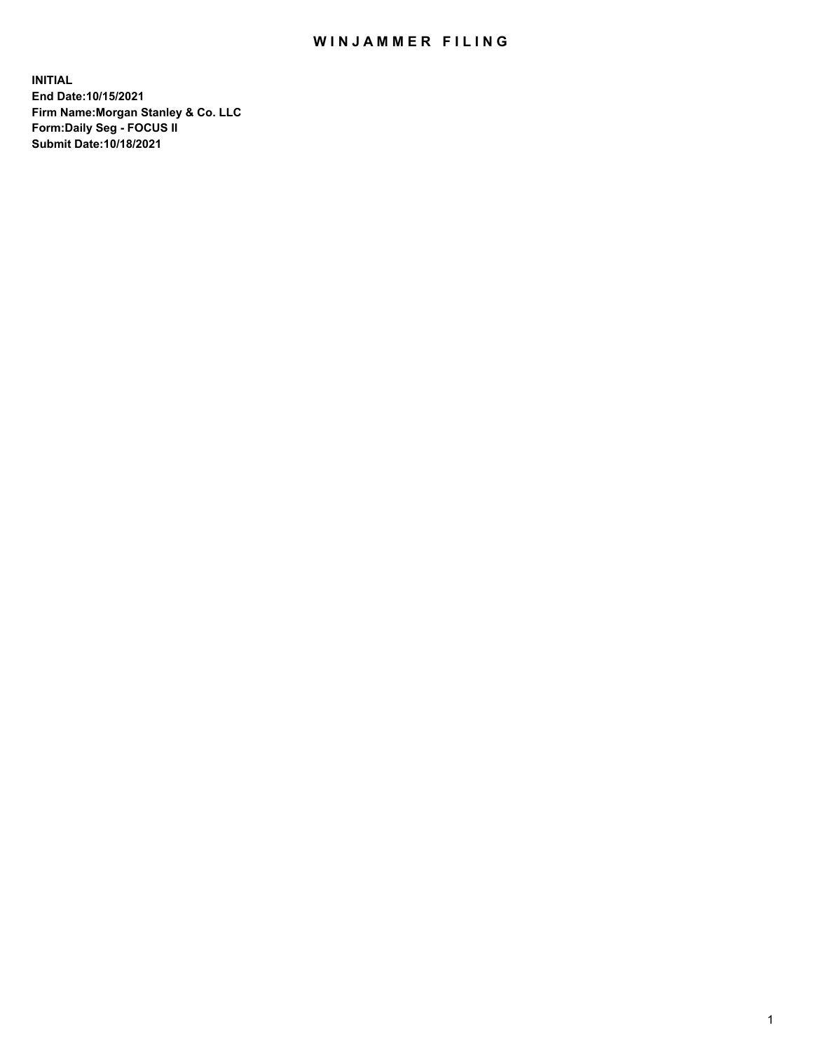# WINJAMMER FILING

**INITIAL**
**End Date:10/15/2021**
**Firm Name:Morgan Stanley & Co. LLC**
**Form:Daily Seg - FOCUS II**
**Submit Date:10/18/2021**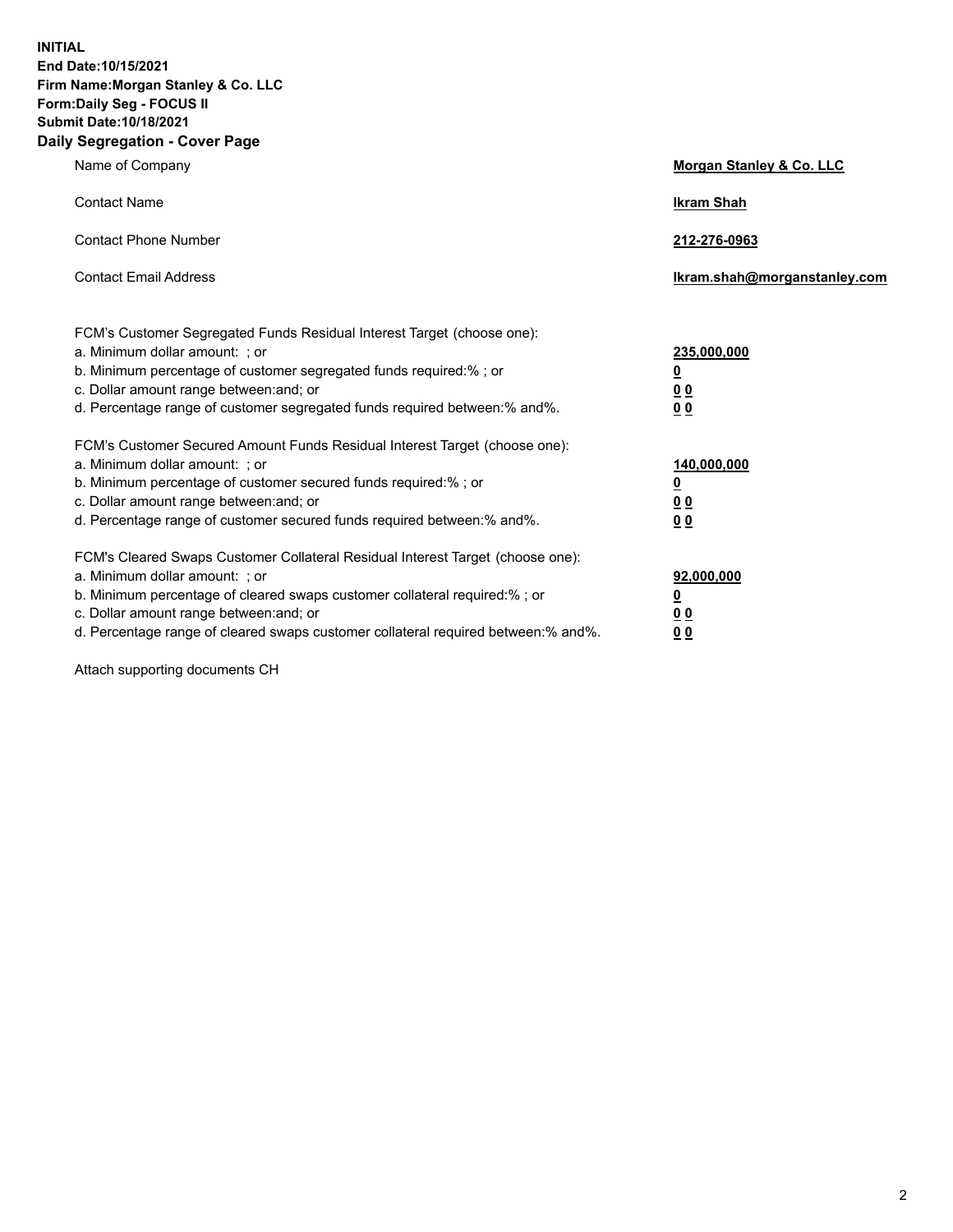**INITIAL**
**End Date:10/15/2021**
**Firm Name:Morgan Stanley & Co. LLC**
**Form:Daily Seg - FOCUS II**
**Submit Date:10/18/2021**

## Daily Segregation - Cover Page

| | |
|---|---|
| Name of Company | **Morgan Stanley & Co. LLC** |
| Contact Name | **Ikram Shah** |
| Contact Phone Number | **212-276-0963** |
| Contact Email Address | **Ikram.shah@morganstanley.com** |

| | |
|---|---|
| FCM's Customer Segregated Funds Residual Interest Target (choose one): | |
| a. Minimum dollar amount: ; or | **235,000,000** |
| b. Minimum percentage of customer segregated funds required:% ; or | **0** |
| c. Dollar amount range between:and; or | **0 0** |
| d. Percentage range of customer segregated funds required between:% and%. | **0 0** |
| FCM's Customer Secured Amount Funds Residual Interest Target (choose one): | |
| a. Minimum dollar amount: ; or | **140,000,000** |
| b. Minimum percentage of customer secured funds required:% ; or | **0** |
| c. Dollar amount range between:and; or | **0 0** |
| d. Percentage range of customer secured funds required between:% and%. | **0 0** |
| FCM's Cleared Swaps Customer Collateral Residual Interest Target (choose one): | |
| a. Minimum dollar amount: ; or | **92,000,000** |
| b. Minimum percentage of cleared swaps customer collateral required:% ; or | **0** |
| c. Dollar amount range between:and; or | **0 0** |
| d. Percentage range of cleared swaps customer collateral required between:% and%. | **0 0** |

Attach supporting documents CH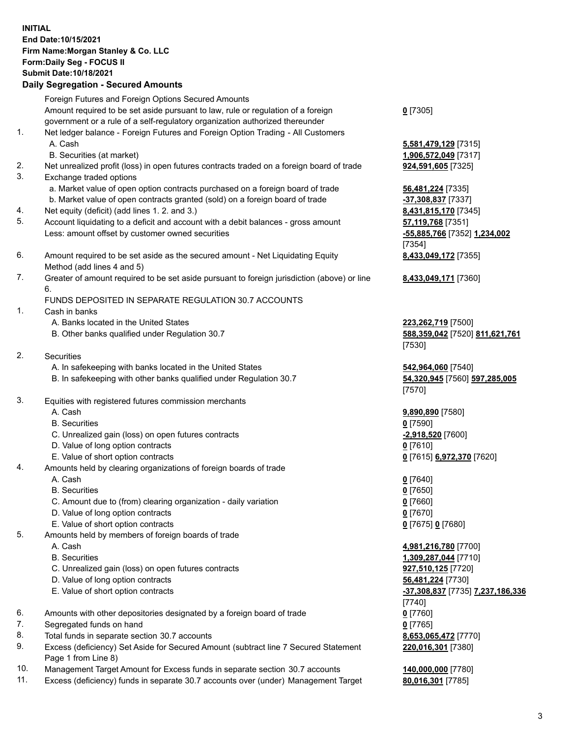**INITIAL**
**End Date:10/15/2021**
**Firm Name:Morgan Stanley & Co. LLC**
**Form:Daily Seg - FOCUS II**
**Submit Date:10/18/2021**

### Daily Segregation - Secured Amounts

| | | |
|---|---|---|
| | Foreign Futures and Foreign Options Secured Amounts | |
| | Amount required to be set aside pursuant to law, rule or regulation of a foreign government or a rule of a self-regulatory organization authorized thereunder | **0** [7305] |
| 1. | Net ledger balance - Foreign Futures and Foreign Option Trading - All Customers | |
| | A. Cash | **5,581,479,129** [7315] |
| | B. Securities (at market) | **1,906,572,049** [7317] |
| 2. | Net unrealized profit (loss) in open futures contracts traded on a foreign board of trade | **924,591,605** [7325] |
| 3. | Exchange traded options | |
| | a. Market value of open option contracts purchased on a foreign board of trade | **56,481,224** [7335] |
| | b. Market value of open contracts granted (sold) on a foreign board of trade | **-37,308,837** [7337] |
| 4. | Net equity (deficit) (add lines 1. 2. and 3.) | **8,431,815,170** [7345] |
| 5. | Account liquidating to a deficit and account with a debit balances - gross amount | **57,119,768** [7351] |
| | Less: amount offset by customer owned securities | **-55,885,766** [7352] **1,234,002** [7354] |
| 6. | Amount required to be set aside as the secured amount - Net Liquidating Equity Method (add lines 4 and 5) | **8,433,049,172** [7355] |
| 7. | Greater of amount required to be set aside pursuant to foreign jurisdiction (above) or line 6. | **8,433,049,171** [7360] |
| | FUNDS DEPOSITED IN SEPARATE REGULATION 30.7 ACCOUNTS | |
| 1. | Cash in banks | |
| | A. Banks located in the United States | **223,262,719** [7500] |
| | B. Other banks qualified under Regulation 30.7 | **588,359,042** [7520] **811,621,761** [7530] |
| 2. | Securities | |
| | A. In safekeeping with banks located in the United States | **542,964,060** [7540] |
| | B. In safekeeping with other banks qualified under Regulation 30.7 | **54,320,945** [7560] **597,285,005** [7570] |
| 3. | Equities with registered futures commission merchants | |
| | A. Cash | **9,890,890** [7580] |
| | B. Securities | **0** [7590] |
| | C. Unrealized gain (loss) on open futures contracts | **-2,918,520** [7600] |
| | D. Value of long option contracts | **0** [7610] |
| | E. Value of short option contracts | **0** [7615] **6,972,370** [7620] |
| 4. | Amounts held by clearing organizations of foreign boards of trade | |
| | A. Cash | **0** [7640] |
| | B. Securities | **0** [7650] |
| | C. Amount due to (from) clearing organization - daily variation | **0** [7660] |
| | D. Value of long option contracts | **0** [7670] |
| | E. Value of short option contracts | **0** [7675] **0** [7680] |
| 5. | Amounts held by members of foreign boards of trade | |
| | A. Cash | **4,981,216,780** [7700] |
| | B. Securities | **1,309,287,044** [7710] |
| | C. Unrealized gain (loss) on open futures contracts | **927,510,125** [7720] |
| | D. Value of long option contracts | **56,481,224** [7730] |
| | E. Value of short option contracts | **-37,308,837** [7735] **7,237,186,336** [7740] |
| 6. | Amounts with other depositories designated by a foreign board of trade | **0** [7760] |
| 7. | Segregated funds on hand | **0** [7765] |
| 8. | Total funds in separate section 30.7 accounts | **8,653,065,472** [7770] |
| 9. | Excess (deficiency) Set Aside for Secured Amount (subtract line 7 Secured Statement Page 1 from Line 8) | **220,016,301** [7380] |
| 10. | Management Target Amount for Excess funds in separate section 30.7 accounts | **140,000,000** [7780] |
| 11. | Excess (deficiency) funds in separate 30.7 accounts over (under) Management Target | **80,016,301** [7785] |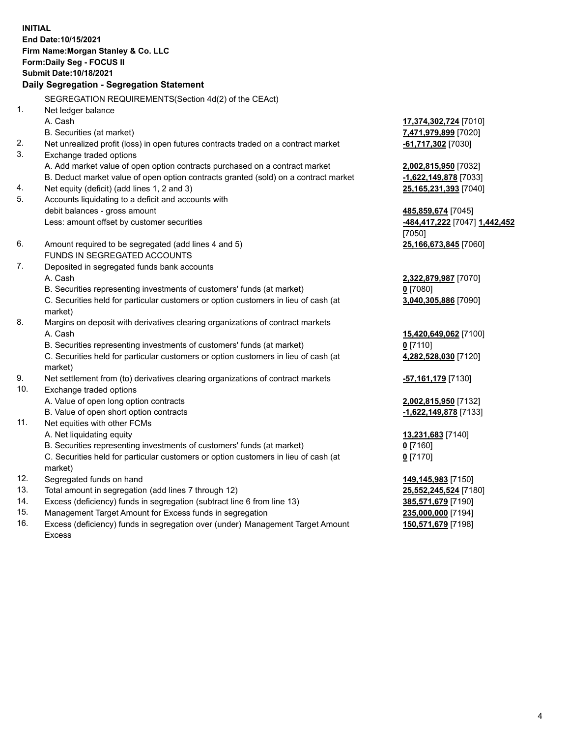**INITIAL**
**End Date:10/15/2021**
**Firm Name:Morgan Stanley & Co. LLC**
**Form:Daily Seg - FOCUS II**
**Submit Date:10/18/2021**

### Daily Segregation - Segregation Statement

SEGREGATION REQUIREMENTS(Section 4d(2) of the CEAct)

| | | |
|---|---|---|
| 1. | Net ledger balance | |
| | A. Cash | **17,374,302,724** [7010] |
| | B. Securities (at market) | **7,471,979,899** [7020] |
| 2. | Net unrealized profit (loss) in open futures contracts traded on a contract market | **-61,717,302** [7030] |
| 3. | Exchange traded options | |
| | A. Add market value of open option contracts purchased on a contract market | **2,002,815,950** [7032] |
| | B. Deduct market value of open option contracts granted (sold) on a contract market | **-1,622,149,878** [7033] |
| 4. | Net equity (deficit) (add lines 1, 2 and 3) | **25,165,231,393** [7040] |
| 5. | Accounts liquidating to a deficit and accounts with debit balances - gross amount | **485,859,674** [7045] |
| | Less: amount offset by customer securities | **-484,417,222** [7047] **1,442,452** [7050] |
| 6. | Amount required to be segregated (add lines 4 and 5) | **25,166,673,845** [7060] |
| | FUNDS IN SEGREGATED ACCOUNTS | |
| 7. | Deposited in segregated funds bank accounts | |
| | A. Cash | **2,322,879,987** [7070] |
| | B. Securities representing investments of customers' funds (at market) | **0** [7080] |
| | C. Securities held for particular customers or option customers in lieu of cash (at market) | **3,040,305,886** [7090] |
| 8. | Margins on deposit with derivatives clearing organizations of contract markets | |
| | A. Cash | **15,420,649,062** [7100] |
| | B. Securities representing investments of customers' funds (at market) | **0** [7110] |
| | C. Securities held for particular customers or option customers in lieu of cash (at market) | **4,282,528,030** [7120] |
| 9. | Net settlement from (to) derivatives clearing organizations of contract markets | **-57,161,179** [7130] |
| 10. | Exchange traded options | |
| | A. Value of open long option contracts | **2,002,815,950** [7132] |
| | B. Value of open short option contracts | **-1,622,149,878** [7133] |
| 11. | Net equities with other FCMs | |
| | A. Net liquidating equity | **13,231,683** [7140] |
| | B. Securities representing investments of customers' funds (at market) | **0** [7160] |
| | C. Securities held for particular customers or option customers in lieu of cash (at market) | **0** [7170] |
| 12. | Segregated funds on hand | **149,145,983** [7150] |
| 13. | Total amount in segregation (add lines 7 through 12) | **25,552,245,524** [7180] |
| 14. | Excess (deficiency) funds in segregation (subtract line 6 from line 13) | **385,571,679** [7190] |
| 15. | Management Target Amount for Excess funds in segregation | **235,000,000** [7194] |
| 16. | Excess (deficiency) funds in segregation over (under) Management Target Amount Excess | **150,571,679** [7198] |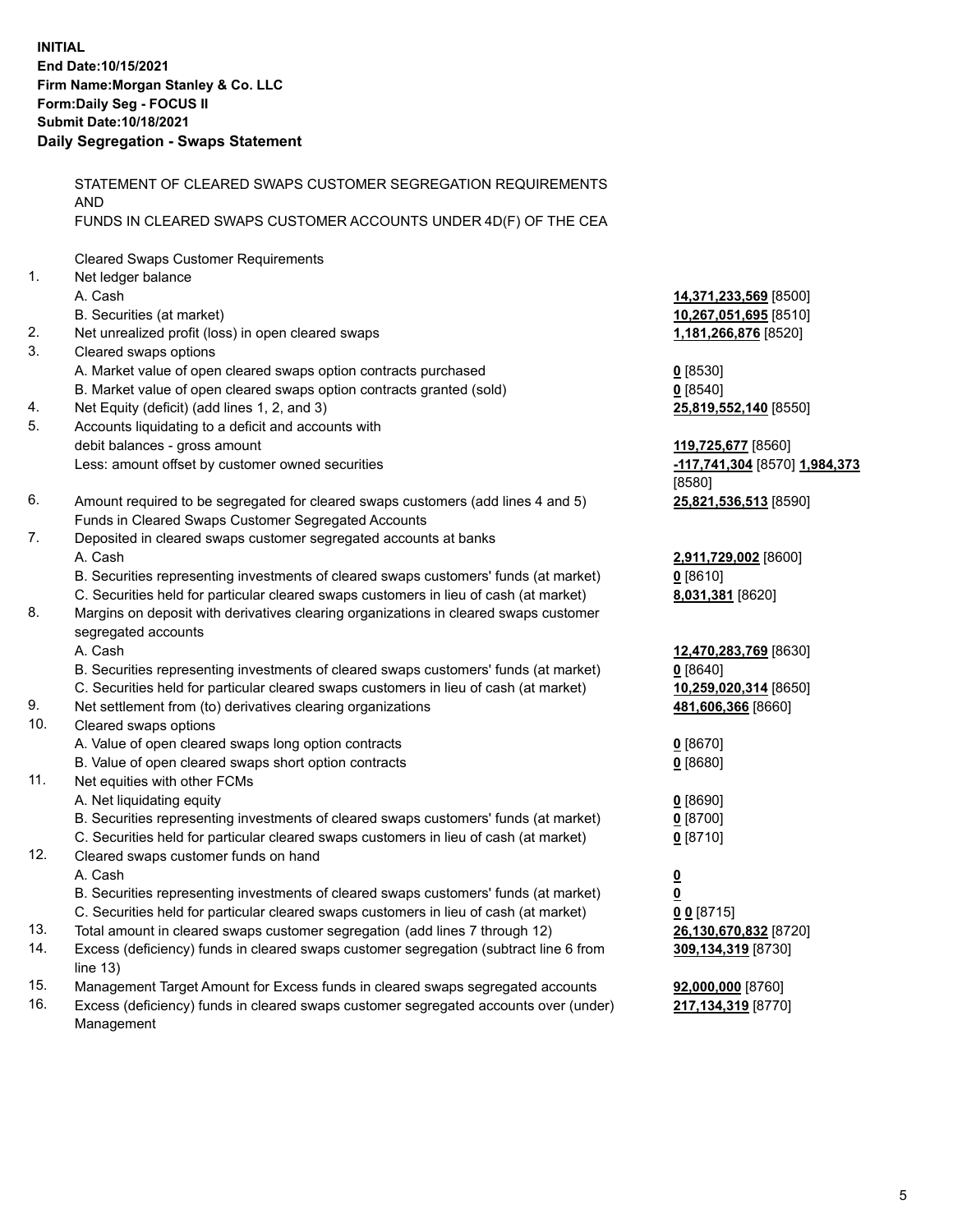**INITIAL**
**End Date:10/15/2021**
**Firm Name:Morgan Stanley & Co. LLC**
**Form:Daily Seg - FOCUS II**
**Submit Date:10/18/2021**
**Daily Segregation - Swaps Statement**

STATEMENT OF CLEARED SWAPS CUSTOMER SEGREGATION REQUIREMENTS AND FUNDS IN CLEARED SWAPS CUSTOMER ACCOUNTS UNDER 4D(F) OF THE CEA

| | | |
|---|---|---|
| | Cleared Swaps Customer Requirements | |
| 1. | Net ledger balance | |
| | A. Cash | **14,371,233,569** [8500] |
| | B. Securities (at market) | **10,267,051,695** [8510] |
| 2. | Net unrealized profit (loss) in open cleared swaps | **1,181,266,876** [8520] |
| 3. | Cleared swaps options | |
| | A. Market value of open cleared swaps option contracts purchased | **0** [8530] |
| | B. Market value of open cleared swaps option contracts granted (sold) | **0** [8540] |
| 4. | Net Equity (deficit) (add lines 1, 2, and 3) | **25,819,552,140** [8550] |
| 5. | Accounts liquidating to a deficit and accounts with debit balances - gross amount | **119,725,677** [8560] |
| | Less: amount offset by customer owned securities | **-117,741,304** [8570] **1,984,373** [8580] |
| 6. | Amount required to be segregated for cleared swaps customers (add lines 4 and 5) | **25,821,536,513** [8590] |
| | Funds in Cleared Swaps Customer Segregated Accounts | |
| 7. | Deposited in cleared swaps customer segregated accounts at banks | |
| | A. Cash | **2,911,729,002** [8600] |
| | B. Securities representing investments of cleared swaps customers' funds (at market) | **0** [8610] |
| | C. Securities held for particular cleared swaps customers in lieu of cash (at market) | **8,031,381** [8620] |
| 8. | Margins on deposit with derivatives clearing organizations in cleared swaps customer segregated accounts | |
| | A. Cash | **12,470,283,769** [8630] |
| | B. Securities representing investments of cleared swaps customers' funds (at market) | **0** [8640] |
| | C. Securities held for particular cleared swaps customers in lieu of cash (at market) | **10,259,020,314** [8650] |
| 9. | Net settlement from (to) derivatives clearing organizations | **481,606,366** [8660] |
| 10. | Cleared swaps options | |
| | A. Value of open cleared swaps long option contracts | **0** [8670] |
| | B. Value of open cleared swaps short option contracts | **0** [8680] |
| 11. | Net equities with other FCMs | |
| | A. Net liquidating equity | **0** [8690] |
| | B. Securities representing investments of cleared swaps customers' funds (at market) | **0** [8700] |
| | C. Securities held for particular cleared swaps customers in lieu of cash (at market) | **0** [8710] |
| 12. | Cleared swaps customer funds on hand | |
| | A. Cash | **0** |
| | B. Securities representing investments of cleared swaps customers' funds (at market) | **0** |
| | C. Securities held for particular cleared swaps customers in lieu of cash (at market) | **0** **0** [8715] |
| 13. | Total amount in cleared swaps customer segregation (add lines 7 through 12) | **26,130,670,832** [8720] |
| 14. | Excess (deficiency) funds in cleared swaps customer segregation (subtract line 6 from line 13) | **309,134,319** [8730] |
| 15. | Management Target Amount for Excess funds in cleared swaps segregated accounts | **92,000,000** [8760] |
| 16. | Excess (deficiency) funds in cleared swaps customer segregated accounts over (under) Management | **217,134,319** [8770] |